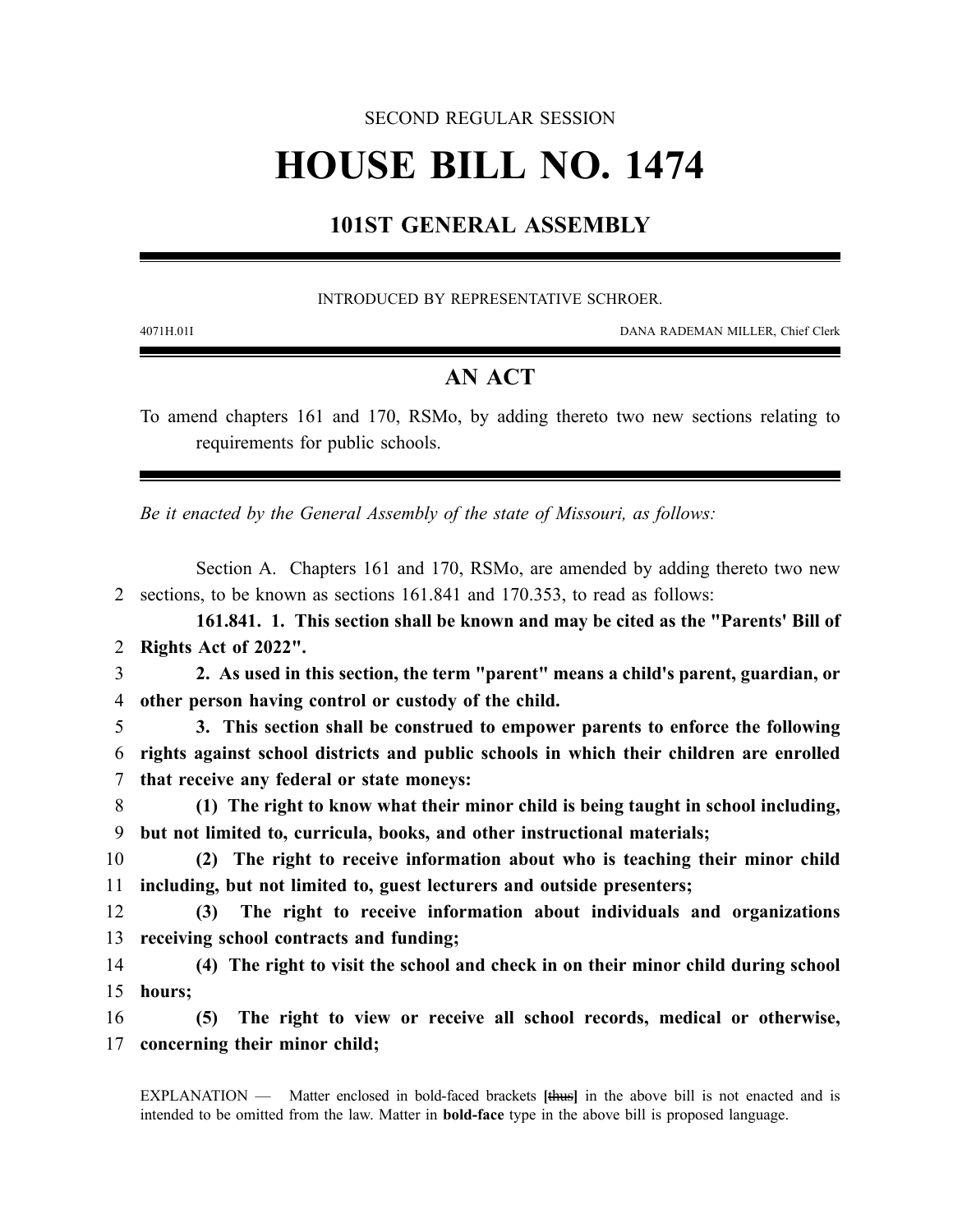SECOND REGULAR SESSION

# HOUSE BILL NO. 1474

## 101ST GENERAL ASSEMBLY

INTRODUCED BY REPRESENTATIVE SCHROER.

4071H.01I DANA RADEMAN MILLER, Chief Clerk

## AN ACT

To amend chapters 161 and 170, RSMo, by adding thereto two new sections relating to requirements for public schools.

*Be it enacted by the General Assembly of the state of Missouri, as follows:*

Section A. Chapters 161 and 170, RSMo, are amended by adding thereto two new sections, to be known as sections 161.841 and 170.353, to read as follows:

**161.841. 1. This section shall be known and may be cited as the "Parents' Bill of Rights Act of 2022".**

**2. As used in this section, the term "parent" means a child's parent, guardian, or other person having control or custody of the child.**

**3. This section shall be construed to empower parents to enforce the following rights against school districts and public schools in which their children are enrolled that receive any federal or state moneys:**

**(1) The right to know what their minor child is being taught in school including, but not limited to, curricula, books, and other instructional materials;**

**(2) The right to receive information about who is teaching their minor child including, but not limited to, guest lecturers and outside presenters;**

**(3) The right to receive information about individuals and organizations receiving school contracts and funding;**

**(4) The right to visit the school and check in on their minor child during school hours;**

**(5) The right to view or receive all school records, medical or otherwise, concerning their minor child;**

EXPLANATION — Matter enclosed in bold-faced brackets **[~~thus~~]** in the above bill is not enacted and is intended to be omitted from the law. Matter in **bold-face** type in the above bill is proposed language.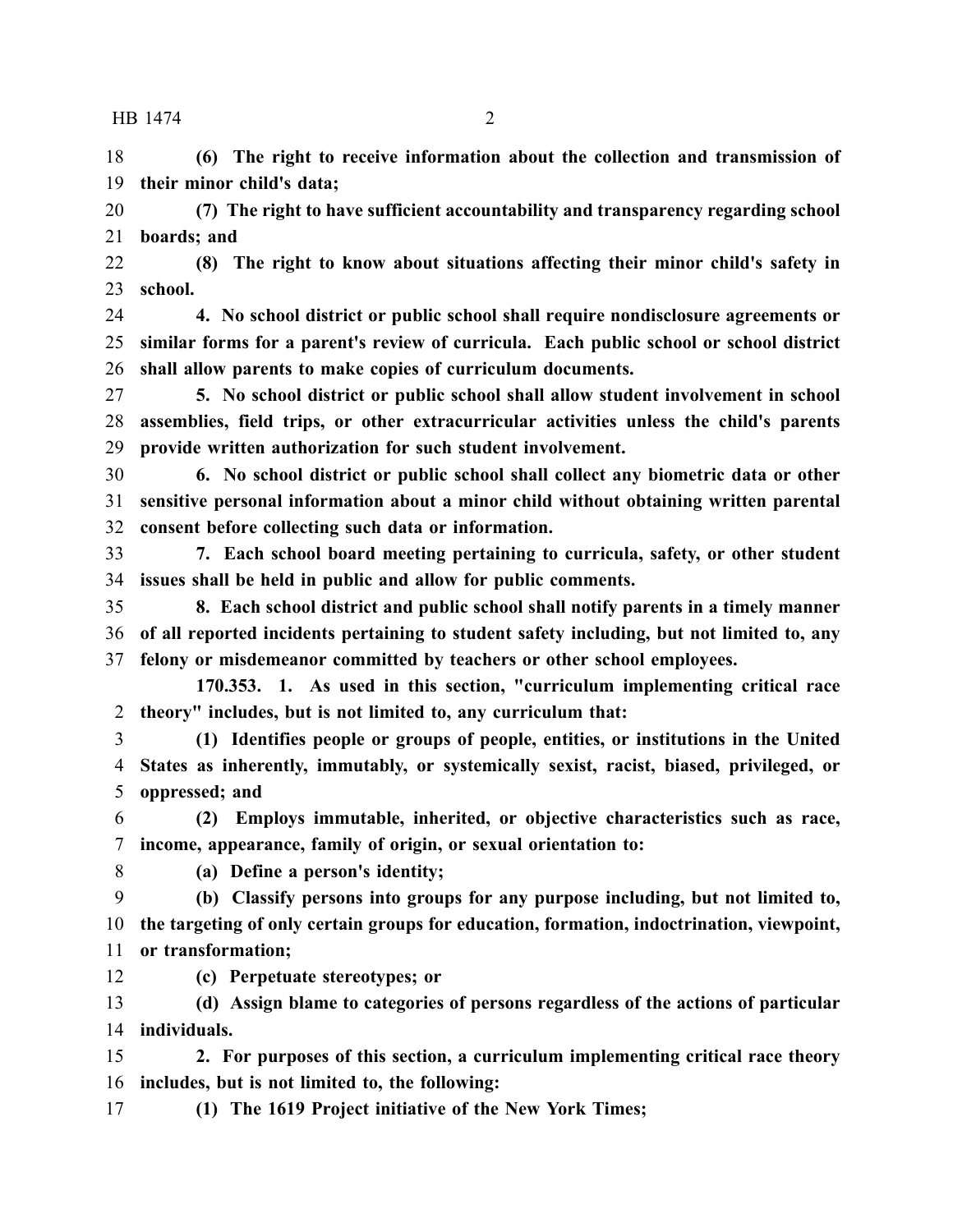**(6) The right to receive information about the collection and transmission of their minor child's data;**

**(7) The right to have sufficient accountability and transparency regarding school boards; and**

**(8) The right to know about situations affecting their minor child's safety in school.**

**4. No school district or public school shall require nondisclosure agreements or similar forms for a parent's review of curricula. Each public school or school district shall allow parents to make copies of curriculum documents.**

**5. No school district or public school shall allow student involvement in school assemblies, field trips, or other extracurricular activities unless the child's parents provide written authorization for such student involvement.**

**6. No school district or public school shall collect any biometric data or other sensitive personal information about a minor child without obtaining written parental consent before collecting such data or information.**

**7. Each school board meeting pertaining to curricula, safety, or other student issues shall be held in public and allow for public comments.**

**8. Each school district and public school shall notify parents in a timely manner of all reported incidents pertaining to student safety including, but not limited to, any felony or misdemeanor committed by teachers or other school employees.**

**170.353. 1. As used in this section, "curriculum implementing critical race theory" includes, but is not limited to, any curriculum that:**

**(1) Identifies people or groups of people, entities, or institutions in the United States as inherently, immutably, or systemically sexist, racist, biased, privileged, or oppressed; and**

**(2) Employs immutable, inherited, or objective characteristics such as race, income, appearance, family of origin, or sexual orientation to:**

**(a) Define a person's identity;**

**(b) Classify persons into groups for any purpose including, but not limited to, the targeting of only certain groups for education, formation, indoctrination, viewpoint, or transformation;**

**(c) Perpetuate stereotypes; or**

**(d) Assign blame to categories of persons regardless of the actions of particular individuals.**

**2. For purposes of this section, a curriculum implementing critical race theory includes, but is not limited to, the following:**

**(1) The 1619 Project initiative of the New York Times;**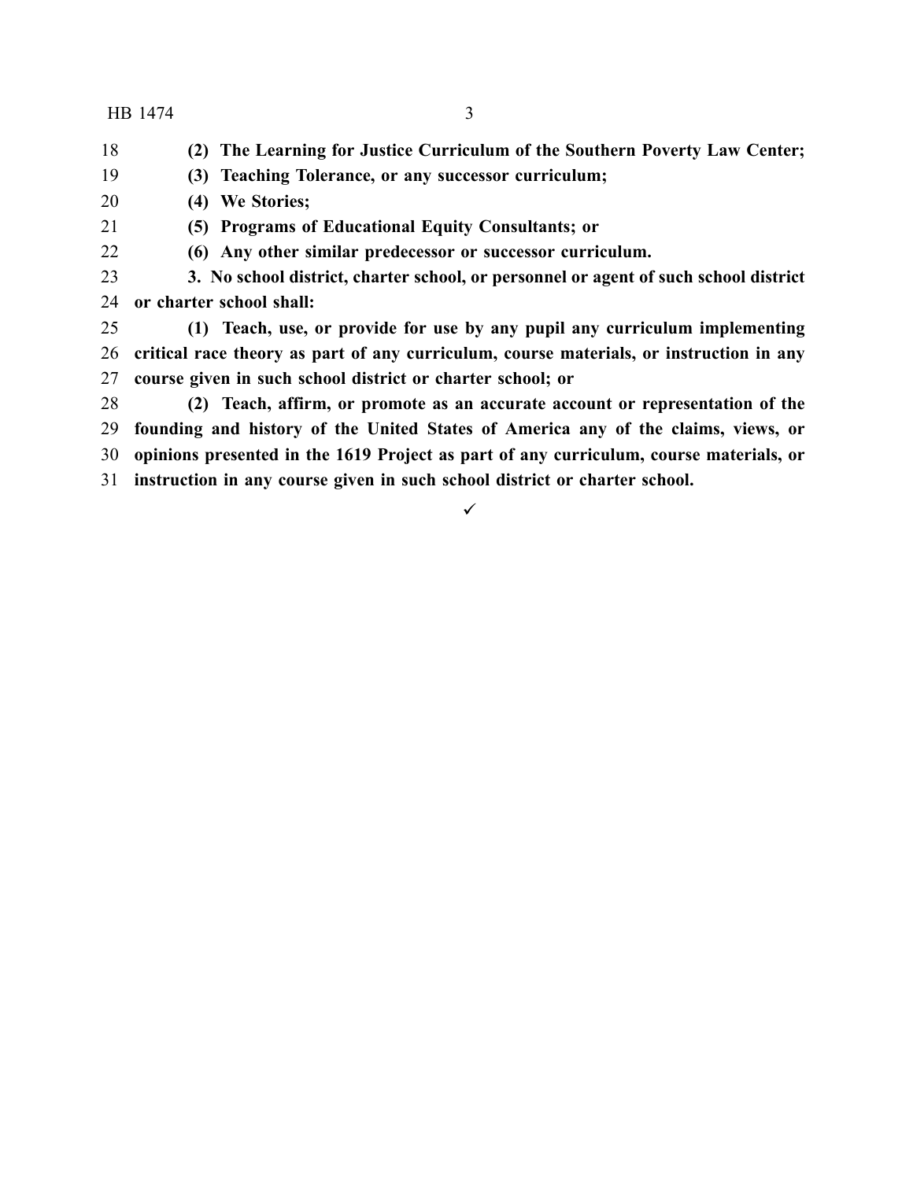**(2) The Learning for Justice Curriculum of the Southern Poverty Law Center;**

**(3) Teaching Tolerance, or any successor curriculum;**

**(4) We Stories;**

**(5) Programs of Educational Equity Consultants; or**

**(6) Any other similar predecessor or successor curriculum.**

**3. No school district, charter school, or personnel or agent of such school district or charter school shall:**

**(1) Teach, use, or provide for use by any pupil any curriculum implementing critical race theory as part of any curriculum, course materials, or instruction in any course given in such school district or charter school; or**

**(2) Teach, affirm, or promote as an accurate account or representation of the founding and history of the United States of America any of the claims, views, or opinions presented in the 1619 Project as part of any curriculum, course materials, or instruction in any course given in such school district or charter school.**

✓